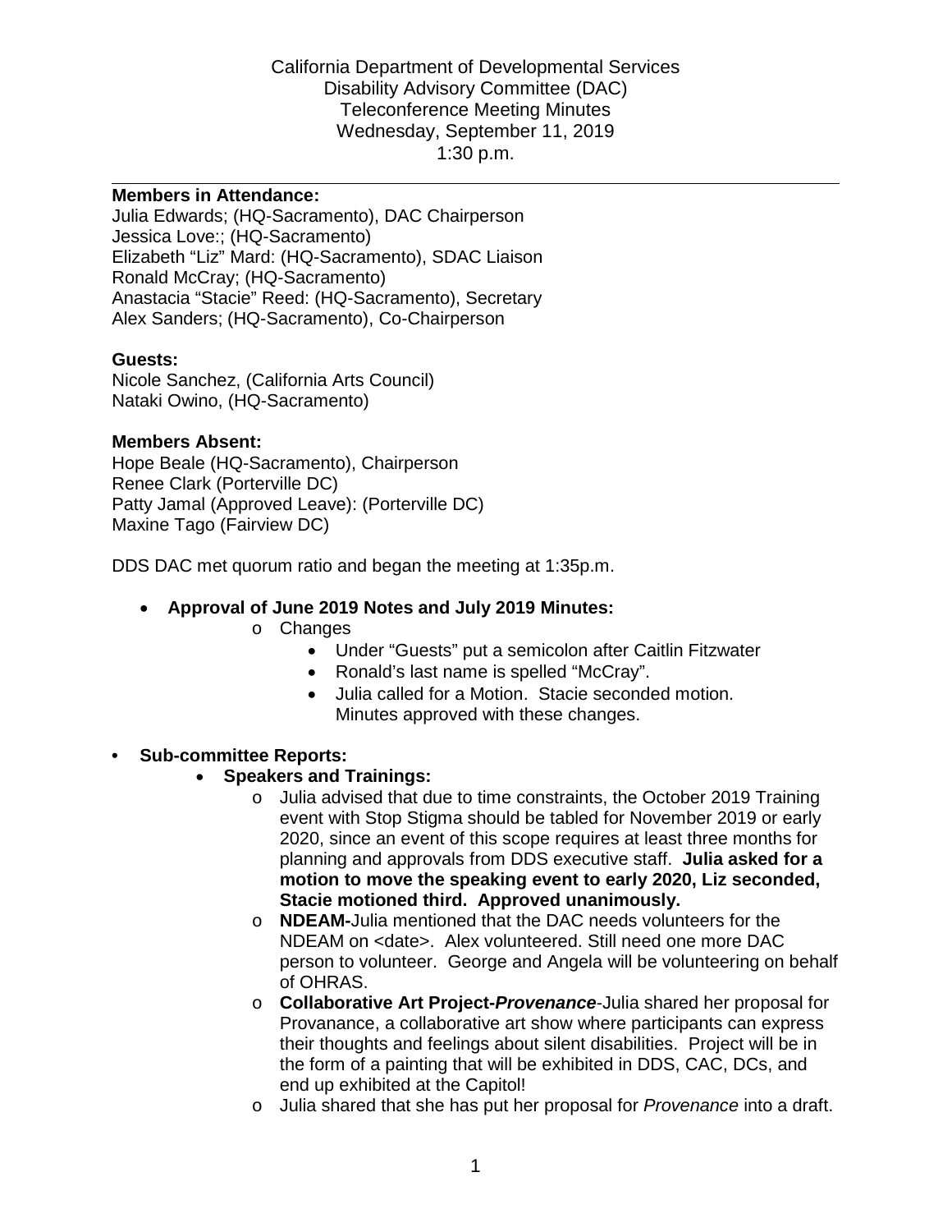California Department of Developmental Services
Disability Advisory Committee (DAC)
Teleconference Meeting Minutes
Wednesday, September 11, 2019
1:30 p.m.

---

**Members in Attendance:**
Julia Edwards; (HQ-Sacramento), DAC Chairperson
Jessica Love:; (HQ-Sacramento)
Elizabeth "Liz" Mard: (HQ-Sacramento), SDAC Liaison
Ronald McCray; (HQ-Sacramento)
Anastacia "Stacie" Reed: (HQ-Sacramento), Secretary
Alex Sanders; (HQ-Sacramento), Co-Chairperson

**Guests:**
Nicole Sanchez, (California Arts Council)
Nataki Owino, (HQ-Sacramento)

**Members Absent:**
Hope Beale (HQ-Sacramento), Chairperson
Renee Clark (Porterville DC)
Patty Jamal (Approved Leave): (Porterville DC)
Maxine Tago (Fairview DC)

DDS DAC met quorum ratio and began the meeting at 1:35p.m.

- **Approval of June 2019 Notes and July 2019 Minutes:**
    - Changes
        - Under "Guests" put a semicolon after Caitlin Fitzwater
        - Ronald's last name is spelled "McCray".
        - Julia called for a Motion. Stacie seconded motion. Minutes approved with these changes.

- **Sub-committee Reports:**
    - **Speakers and Trainings:**
        - Julia advised that due to time constraints, the October 2019 Training event with Stop Stigma should be tabled for November 2019 or early 2020, since an event of this scope requires at least three months for planning and approvals from DDS executive staff. **Julia asked for a motion to move the speaking event to early 2020, Liz seconded, Stacie motioned third. Approved unanimously.**
        - **NDEAM-**Julia mentioned that the DAC needs volunteers for the NDEAM on <date>. Alex volunteered. Still need one more DAC person to volunteer. George and Angela will be volunteering on behalf of OHRAS.
        - **Collaborative Art Project-*Provenance***-Julia shared her proposal for Provanance, a collaborative art show where participants can express their thoughts and feelings about silent disabilities. Project will be in the form of a painting that will be exhibited in DDS, CAC, DCs, and end up exhibited at the Capitol!
        - Julia shared that she has put her proposal for *Provenance* into a draft.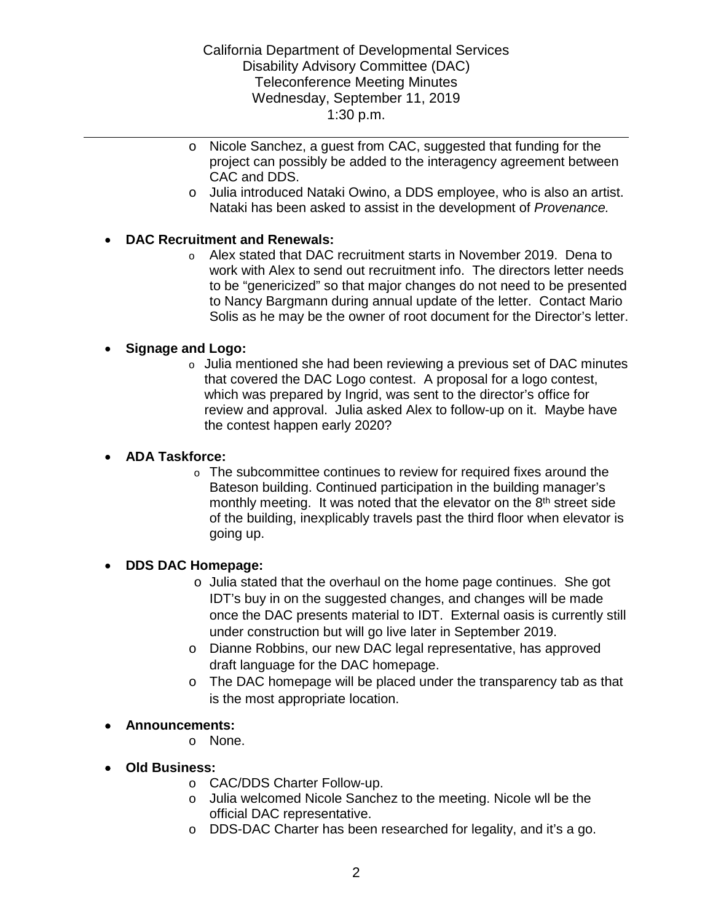- Nicole Sanchez, a guest from CAC, suggested that funding for the project can possibly be added to the interagency agreement between CAC and DDS.
- Julia introduced Nataki Owino, a DDS employee, who is also an artist. Nataki has been asked to assist in the development of *Provenance.*

- **DAC Recruitment and Renewals:**
  - Alex stated that DAC recruitment starts in November 2019. Dena to work with Alex to send out recruitment info. The directors letter needs to be "genericized" so that major changes do not need to be presented to Nancy Bargmann during annual update of the letter. Contact Mario Solis as he may be the owner of root document for the Director's letter.

- **Signage and Logo:**
  - Julia mentioned she had been reviewing a previous set of DAC minutes that covered the DAC Logo contest. A proposal for a logo contest, which was prepared by Ingrid, was sent to the director's office for review and approval. Julia asked Alex to follow-up on it. Maybe have the contest happen early 2020?

- **ADA Taskforce:**
  - The subcommittee continues to review for required fixes around the Bateson building. Continued participation in the building manager's monthly meeting. It was noted that the elevator on the 8th street side of the building, inexplicably travels past the third floor when elevator is going up.

- **DDS DAC Homepage:**
  - Julia stated that the overhaul on the home page continues. She got IDT's buy in on the suggested changes, and changes will be made once the DAC presents material to IDT. External oasis is currently still under construction but will go live later in September 2019.
  - Dianne Robbins, our new DAC legal representative, has approved draft language for the DAC homepage.
  - The DAC homepage will be placed under the transparency tab as that is the most appropriate location.

- **Announcements:**
  - None.

- **Old Business:**
  - CAC/DDS Charter Follow-up.
  - Julia welcomed Nicole Sanchez to the meeting. Nicole wll be the official DAC representative.
  - DDS-DAC Charter has been researched for legality, and it's a go.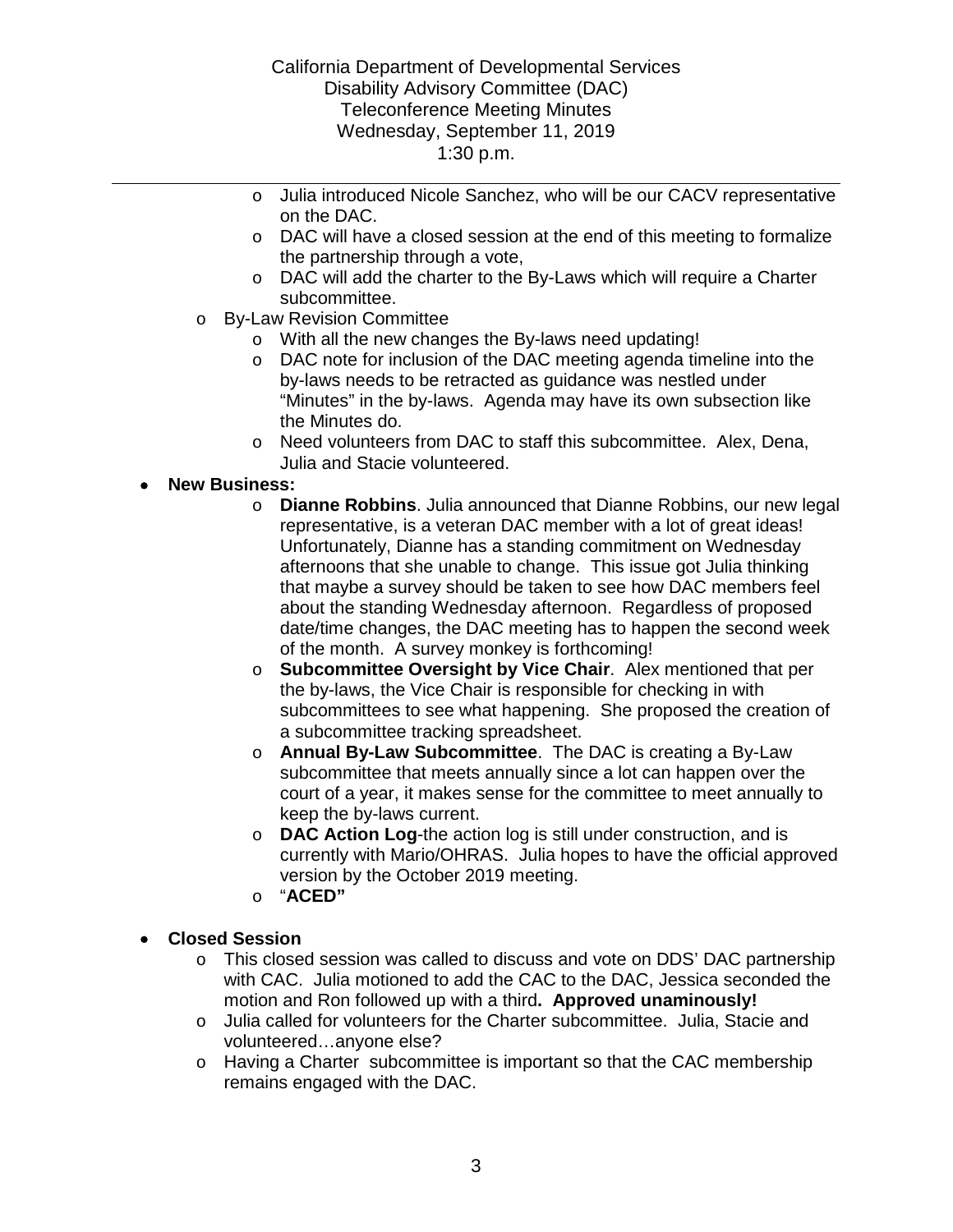- Julia introduced Nicole Sanchez, who will be our CACV representative on the DAC.
    - DAC will have a closed session at the end of this meeting to formalize the partnership through a vote,
    - DAC will add the charter to the By-Laws which will require a Charter subcommittee.
  - By-Law Revision Committee
    - With all the new changes the By-laws need updating!
    - DAC note for inclusion of the DAC meeting agenda timeline into the by-laws needs to be retracted as guidance was nestled under "Minutes" in the by-laws. Agenda may have its own subsection like the Minutes do.
    - Need volunteers from DAC to staff this subcommittee. Alex, Dena, Julia and Stacie volunteered.

- **New Business:**
    - **Dianne Robbins**. Julia announced that Dianne Robbins, our new legal representative, is a veteran DAC member with a lot of great ideas! Unfortunately, Dianne has a standing commitment on Wednesday afternoons that she unable to change. This issue got Julia thinking that maybe a survey should be taken to see how DAC members feel about the standing Wednesday afternoon. Regardless of proposed date/time changes, the DAC meeting has to happen the second week of the month. A survey monkey is forthcoming!
    - **Subcommittee Oversight by Vice Chair**. Alex mentioned that per the by-laws, the Vice Chair is responsible for checking in with subcommittees to see what happening. She proposed the creation of a subcommittee tracking spreadsheet.
    - **Annual By-Law Subcommittee**. The DAC is creating a By-Law subcommittee that meets annually since a lot can happen over the court of a year, it makes sense for the committee to meet annually to keep the by-laws current.
    - **DAC Action Log**-the action log is still under construction, and is currently with Mario/OHRAS. Julia hopes to have the official approved version by the October 2019 meeting.
    - "**ACED"**

- **Closed Session**
  - This closed session was called to discuss and vote on DDS' DAC partnership with CAC. Julia motioned to add the CAC to the DAC, Jessica seconded the motion and Ron followed up with a third**. Approved unaminously!**
  - Julia called for volunteers for the Charter subcommittee. Julia, Stacie and volunteered…anyone else?
  - Having a Charter subcommittee is important so that the CAC membership remains engaged with the DAC.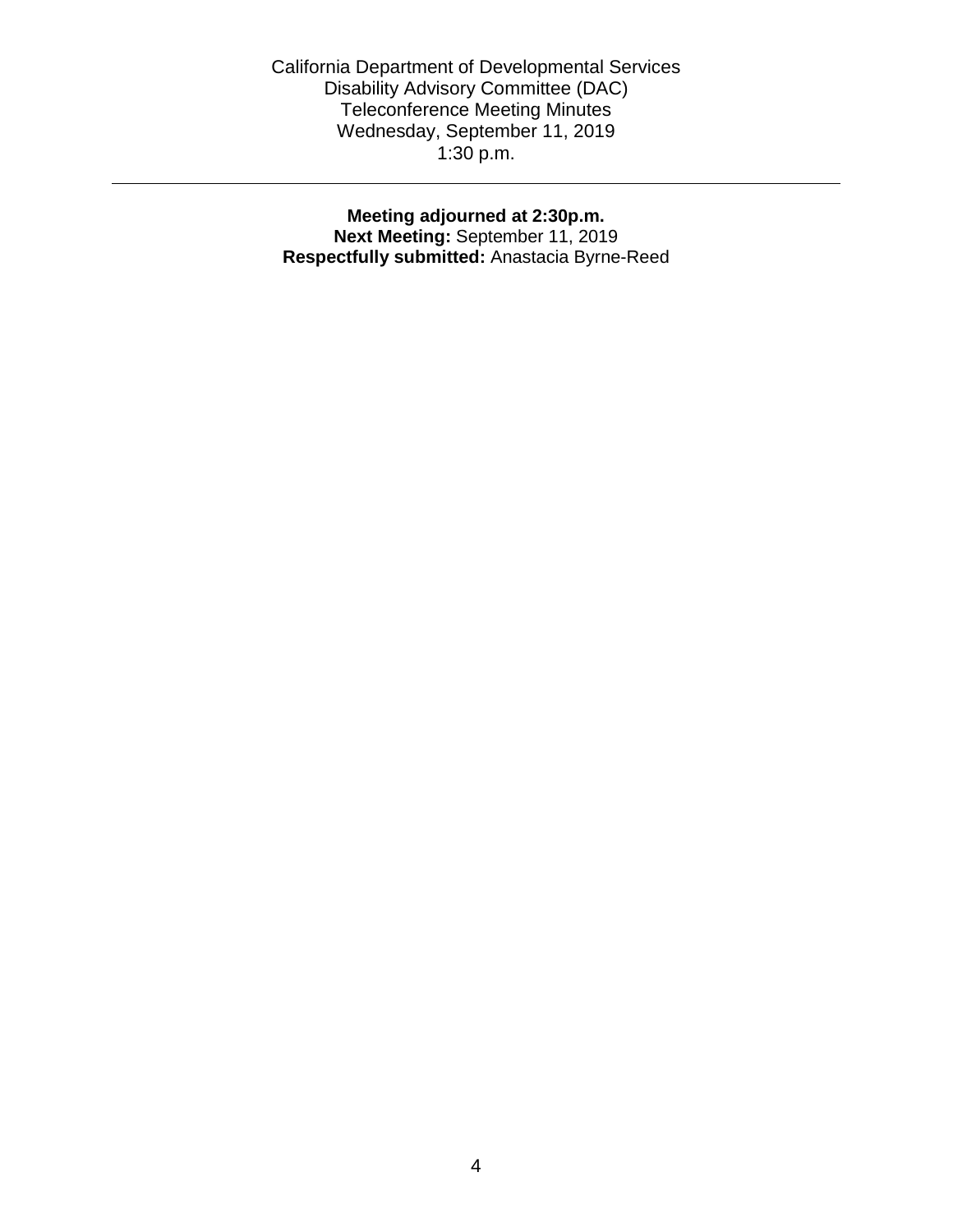California Department of Developmental Services
Disability Advisory Committee (DAC)
Teleconference Meeting Minutes
Wednesday, September 11, 2019
1:30 p.m.

---

**Meeting adjourned at 2:30p.m.**
**Next Meeting:** September 11, 2019
**Respectfully submitted:** Anastacia Byrne-Reed